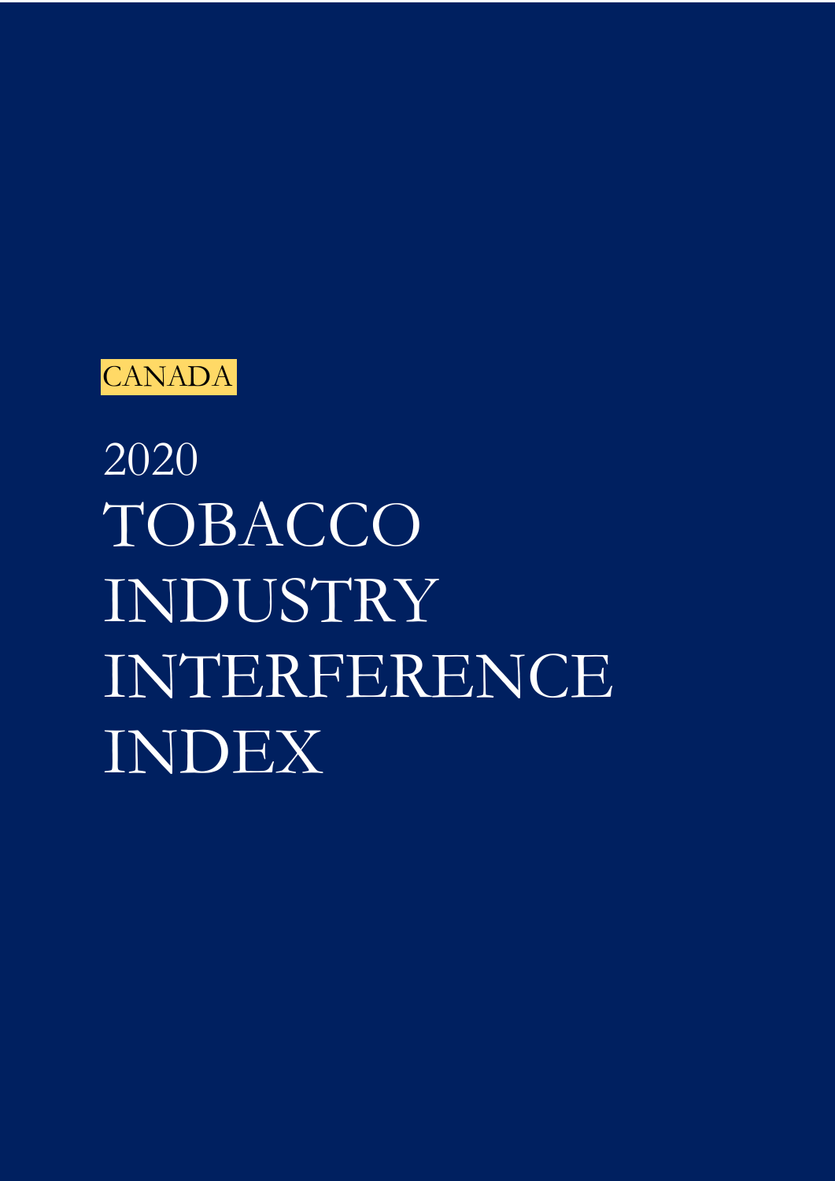CANADA

# 2020 TOBACCO INDUSTRY INTERFERENCE INDEX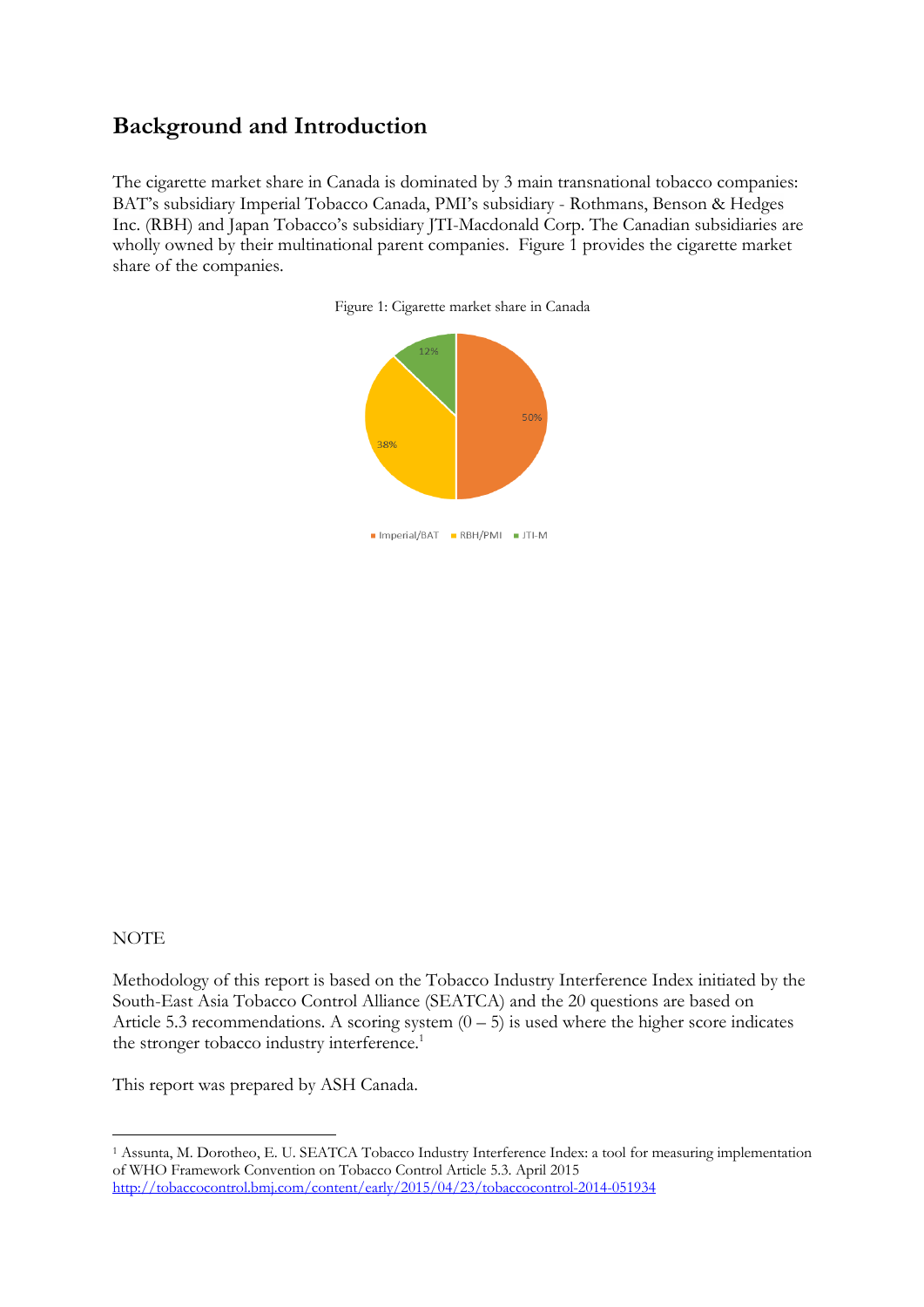## Background and Introduction

The cigarette market share in Canada is dominated by 3 main transnational tobacco companies: BAT's subsidiary Imperial Tobacco Canada, PMI's subsidiary - Rothmans, Benson & Hedges Inc. (RBH) and Japan Tobacco's subsidiary JTI-Macdonald Corp. The Canadian subsidiaries are wholly owned by their multinational parent companies. Figure 1 provides the cigarette market share of the companies.

Figure 1: Cigarette market share in Canada

| Company | Market share |
|---|---|
| Imperial/BAT | 50% |
| RBH/PMI | 38% |
| JTI-M | 12% |

NOTE

Methodology of this report is based on the Tobacco Industry Interference Index initiated by the South-East Asia Tobacco Control Alliance (SEATCA) and the 20 questions are based on Article 5.3 recommendations. A scoring system (0 – 5) is used where the higher score indicates the stronger tobacco industry interference.[1]

This report was prepared by ASH Canada.

[1] Assunta, M. Dorotheo, E. U. SEATCA Tobacco Industry Interference Index: a tool for measuring implementation of WHO Framework Convention on Tobacco Control Article 5.3. April 2015 http://tobaccocontrol.bmj.com/content/early/2015/04/23/tobaccocontrol-2014-051934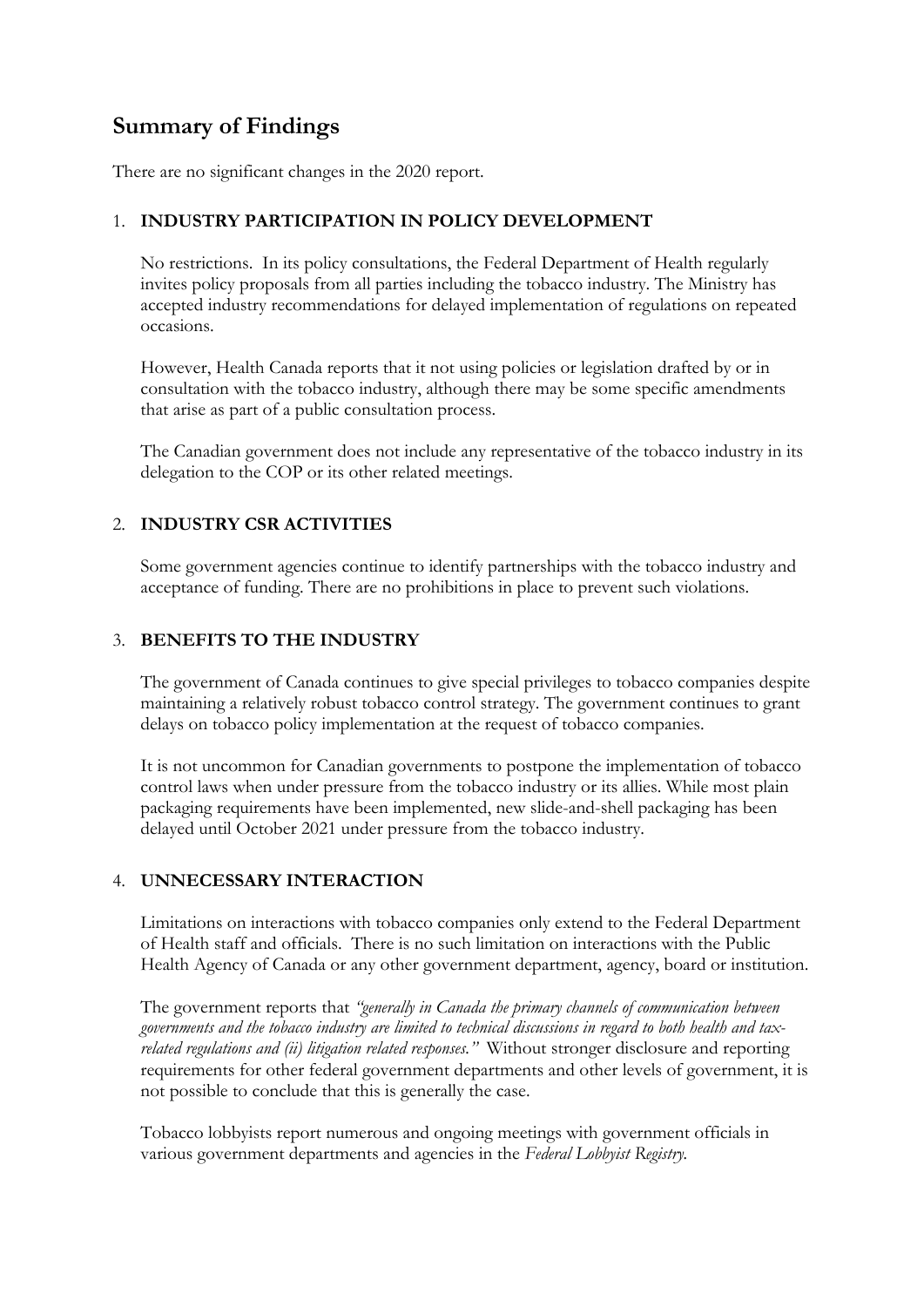## Summary of Findings

There are no significant changes in the 2020 report.

1. **INDUSTRY PARTICIPATION IN POLICY DEVELOPMENT**

   No restrictions. In its policy consultations, the Federal Department of Health regularly invites policy proposals from all parties including the tobacco industry. The Ministry has accepted industry recommendations for delayed implementation of regulations on repeated occasions.

   However, Health Canada reports that it not using policies or legislation drafted by or in consultation with the tobacco industry, although there may be some specific amendments that arise as part of a public consultation process.

   The Canadian government does not include any representative of the tobacco industry in its delegation to the COP or its other related meetings.

2. **INDUSTRY CSR ACTIVITIES**

   Some government agencies continue to identify partnerships with the tobacco industry and acceptance of funding. There are no prohibitions in place to prevent such violations.

3. **BENEFITS TO THE INDUSTRY**

   The government of Canada continues to give special privileges to tobacco companies despite maintaining a relatively robust tobacco control strategy. The government continues to grant delays on tobacco policy implementation at the request of tobacco companies.

   It is not uncommon for Canadian governments to postpone the implementation of tobacco control laws when under pressure from the tobacco industry or its allies. While most plain packaging requirements have been implemented, new slide-and-shell packaging has been delayed until October 2021 under pressure from the tobacco industry.

4. **UNNECESSARY INTERACTION**

   Limitations on interactions with tobacco companies only extend to the Federal Department of Health staff and officials. There is no such limitation on interactions with the Public Health Agency of Canada or any other government department, agency, board or institution.

   The government reports that *"generally in Canada the primary channels of communication between governments and the tobacco industry are limited to technical discussions in regard to both health and tax-related regulations and (ii) litigation related responses."* Without stronger disclosure and reporting requirements for other federal government departments and other levels of government, it is not possible to conclude that this is generally the case.

   Tobacco lobbyists report numerous and ongoing meetings with government officials in various government departments and agencies in the *Federal Lobbyist Registry*.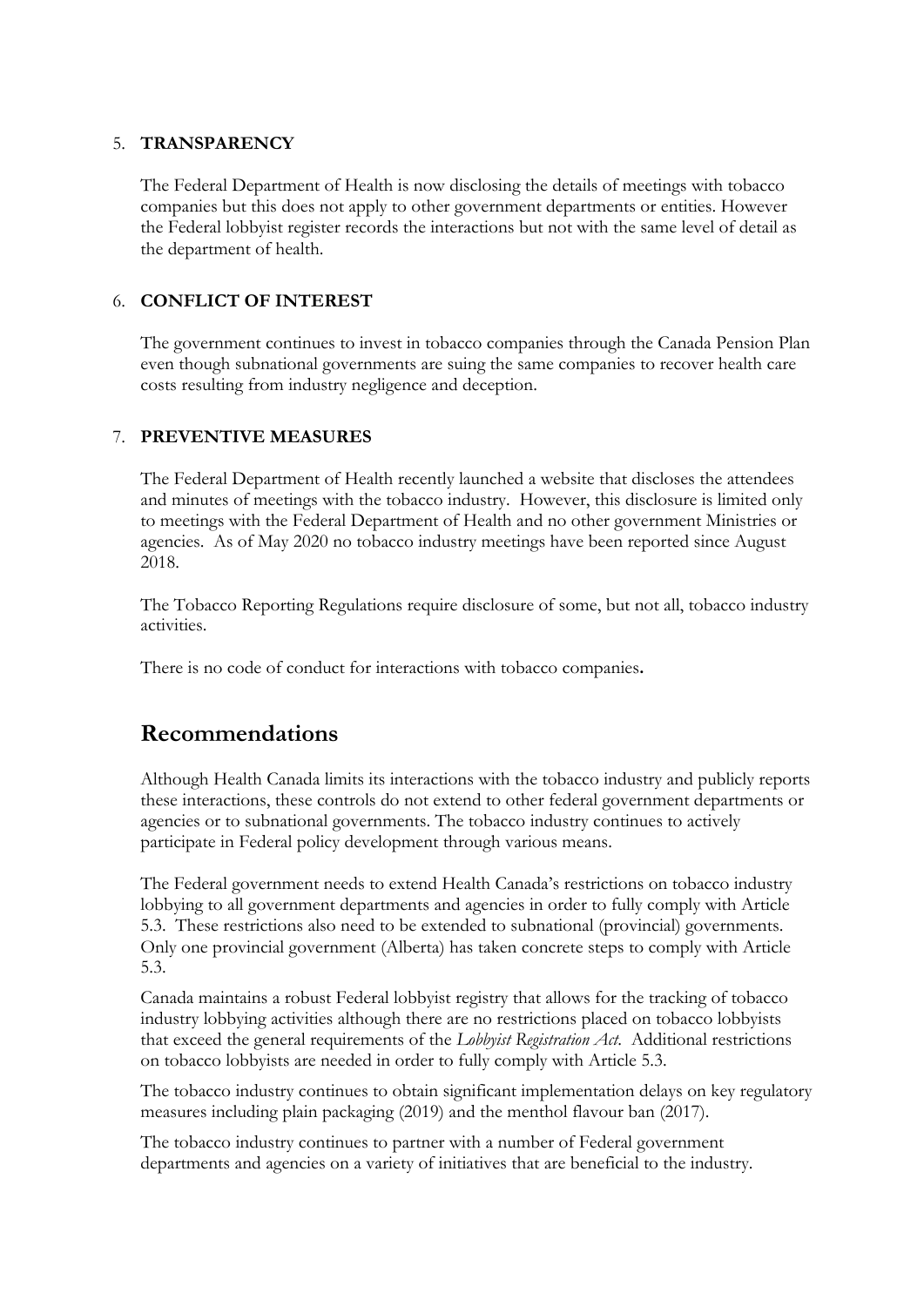5. **TRANSPARENCY**

   The Federal Department of Health is now disclosing the details of meetings with tobacco companies but this does not apply to other government departments or entities. However the Federal lobbyist register records the interactions but not with the same level of detail as the department of health.

6. **CONFLICT OF INTEREST**

   The government continues to invest in tobacco companies through the Canada Pension Plan even though subnational governments are suing the same companies to recover health care costs resulting from industry negligence and deception.

7. **PREVENTIVE MEASURES**

   The Federal Department of Health recently launched a website that discloses the attendees and minutes of meetings with the tobacco industry. However, this disclosure is limited only to meetings with the Federal Department of Health and no other government Ministries or agencies. As of May 2020 no tobacco industry meetings have been reported since August 2018.

   The Tobacco Reporting Regulations require disclosure of some, but not all, tobacco industry activities.

   There is no code of conduct for interactions with tobacco companies**.**

## Recommendations

Although Health Canada limits its interactions with the tobacco industry and publicly reports these interactions, these controls do not extend to other federal government departments or agencies or to subnational governments. The tobacco industry continues to actively participate in Federal policy development through various means.

The Federal government needs to extend Health Canada's restrictions on tobacco industry lobbying to all government departments and agencies in order to fully comply with Article 5.3. These restrictions also need to be extended to subnational (provincial) governments. Only one provincial government (Alberta) has taken concrete steps to comply with Article 5.3.

Canada maintains a robust Federal lobbyist registry that allows for the tracking of tobacco industry lobbying activities although there are no restrictions placed on tobacco lobbyists that exceed the general requirements of the *Lobbyist Registration Act.* Additional restrictions on tobacco lobbyists are needed in order to fully comply with Article 5.3.

The tobacco industry continues to obtain significant implementation delays on key regulatory measures including plain packaging (2019) and the menthol flavour ban (2017).

The tobacco industry continues to partner with a number of Federal government departments and agencies on a variety of initiatives that are beneficial to the industry.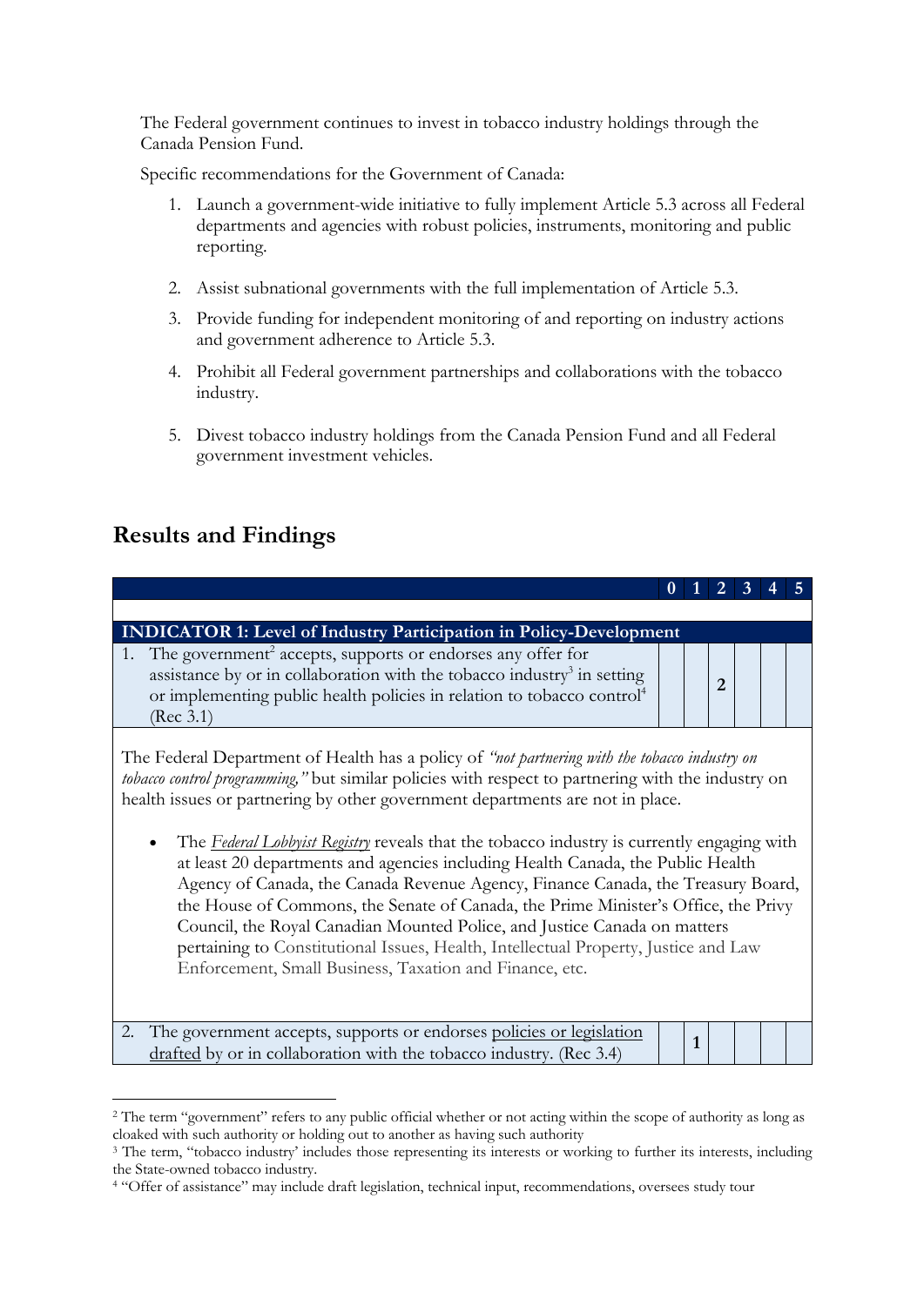The Federal government continues to invest in tobacco industry holdings through the Canada Pension Fund.

Specific recommendations for the Government of Canada:

1. Launch a government-wide initiative to fully implement Article 5.3 across all Federal departments and agencies with robust policies, instruments, monitoring and public reporting.
2. Assist subnational governments with the full implementation of Article 5.3.
3. Provide funding for independent monitoring of and reporting on industry actions and government adherence to Article 5.3.
4. Prohibit all Federal government partnerships and collaborations with the tobacco industry.
5. Divest tobacco industry holdings from the Canada Pension Fund and all Federal government investment vehicles.

## Results and Findings

| | 0 | 1 | 2 | 3 | 4 | 5 |
|---|---|---|---|---|---|---|
| **INDICATOR 1: Level of Industry Participation in Policy-Development** | | | | | | |
| 1. The government[2] accepts, supports or endorses any offer for assistance by or in collaboration with the tobacco industry[3] in setting or implementing public health policies in relation to tobacco control[4] (Rec 3.1) | | | 2 | | | |
| The Federal Department of Health has a policy of *"not partnering with the tobacco industry on tobacco control programming,"* but similar policies with respect to partnering with the industry on health issues or partnering by other government departments are not in place. <br><br> • The *Federal Lobbyist Registry* reveals that the tobacco industry is currently engaging with at least 20 departments and agencies including Health Canada, the Public Health Agency of Canada, the Canada Revenue Agency, Finance Canada, the Treasury Board, the House of Commons, the Senate of Canada, the Prime Minister's Office, the Privy Council, the Royal Canadian Mounted Police, and Justice Canada on matters pertaining to Constitutional Issues, Health, Intellectual Property, Justice and Law Enforcement, Small Business, Taxation and Finance, etc. | | | | | | |
| 2. The government accepts, supports or endorses policies or legislation drafted by or in collaboration with the tobacco industry. (Rec 3.4) | | 1 | | | | |

[2] The term "government" refers to any public official whether or not acting within the scope of authority as long as cloaked with such authority or holding out to another as having such authority

[3] The term, "tobacco industry' includes those representing its interests or working to further its interests, including the State-owned tobacco industry.

[4] "Offer of assistance" may include draft legislation, technical input, recommendations, oversees study tour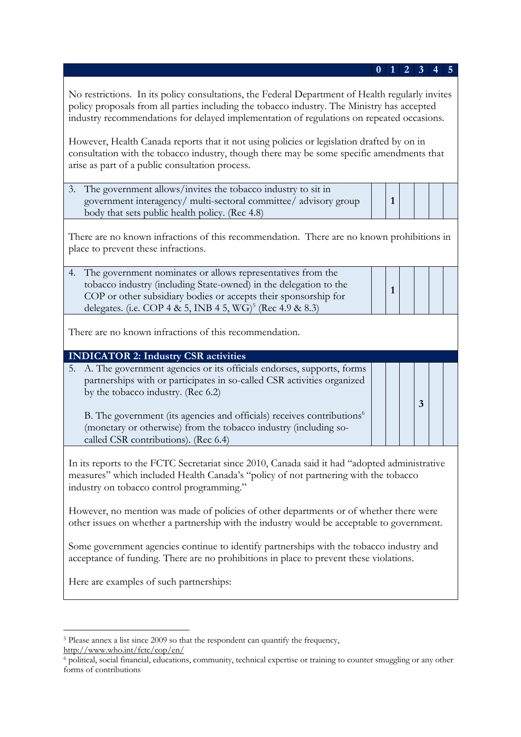| | 0 | 1 | 2 | 3 | 4 | 5 |
|---|---|---|---|---|---|---|

No restrictions. In its policy consultations, the Federal Department of Health regularly invites policy proposals from all parties including the tobacco industry. The Ministry has accepted industry recommendations for delayed implementation of regulations on repeated occasions.

However, Health Canada reports that it not using policies or legislation drafted by on in consultation with the tobacco industry, though there may be some specific amendments that arise as part of a public consultation process.

| | 0 | 1 | 2 | 3 | 4 | 5 |
|---|---|---|---|---|---|---|
| 3. The government allows/invites the tobacco industry to sit in government interagency/ multi-sectoral committee/ advisory group body that sets public health policy. (Rec 4.8) | | 1 | | | | |

There are no known infractions of this recommendation. There are no known prohibitions in place to prevent these infractions.

| | 0 | 1 | 2 | 3 | 4 | 5 |
|---|---|---|---|---|---|---|
| 4. The government nominates or allows representatives from the tobacco industry (including State-owned) in the delegation to the COP or other subsidiary bodies or accepts their sponsorship for delegates. (i.e. COP 4 & 5, INB 4 5, WG)[5] (Rec 4.9 & 8.3) | | 1 | | | | |

There are no known infractions of this recommendation.

**INDICATOR 2: Industry CSR activities**

| | 0 | 1 | 2 | 3 | 4 | 5 |
|---|---|---|---|---|---|---|
| 5. A. The government agencies or its officials endorses, supports, forms partnerships with or participates in so-called CSR activities organized by the tobacco industry. (Rec 6.2)<br><br>B. The government (its agencies and officials) receives contributions[6] (monetary or otherwise) from the tobacco industry (including so-called CSR contributions). (Rec 6.4) | | | | 3 | | |

In its reports to the FCTC Secretariat since 2010, Canada said it had "adopted administrative measures" which included Health Canada's "policy of not partnering with the tobacco industry on tobacco control programming."

However, no mention was made of policies of other departments or of whether there were other issues on whether a partnership with the industry would be acceptable to government.

Some government agencies continue to identify partnerships with the tobacco industry and acceptance of funding. There are no prohibitions in place to prevent these violations.

Here are examples of such partnerships:

---

[5] Please annex a list since 2009 so that the respondent can quantify the frequency, http://www.who.int/fctc/cop/en/

[6] political, social financial, educations, community, technical expertise or training to counter smuggling or any other forms of contributions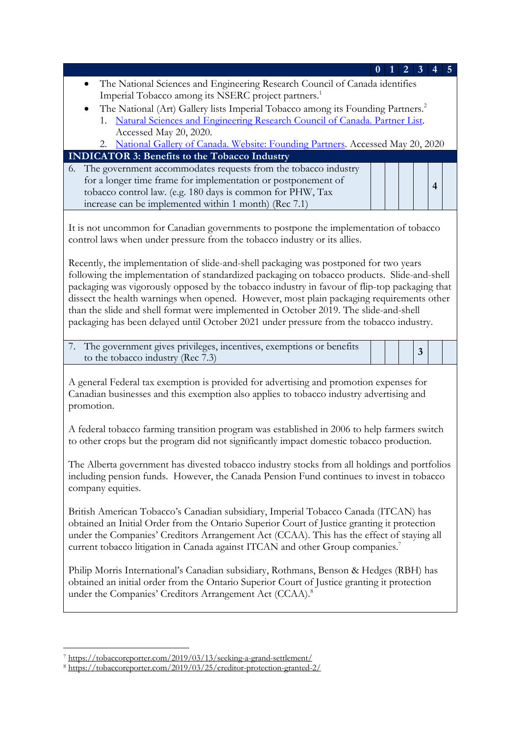| | 0 | 1 | 2 | 3 | 4 | 5 |
|---|---|---|---|---|---|---|

- The National Sciences and Engineering Research Council of Canada identifies Imperial Tobacco among its NSERC project partners.[1]
- The National (Art) Gallery lists Imperial Tobacco among its Founding Partners.[2]
  1. Natural Sciences and Engineering Research Council of Canada. Partner List. Accessed May 20, 2020.
  2. National Gallery of Canada. Website: Founding Partners. Accessed May 20, 2020

**INDICATOR 3: Benefits to the Tobacco Industry**

| | 0 | 1 | 2 | 3 | 4 | 5 |
|---|---|---|---|---|---|---|
| 6. The government accommodates requests from the tobacco industry for a longer time frame for implementation or postponement of tobacco control law. (e.g. 180 days is common for PHW, Tax increase can be implemented within 1 month) (Rec 7.1) | | | | | 4 | |

It is not uncommon for Canadian governments to postpone the implementation of tobacco control laws when under pressure from the tobacco industry or its allies.

Recently, the implementation of slide-and-shell packaging was postponed for two years following the implementation of standardized packaging on tobacco products. Slide-and-shell packaging was vigorously opposed by the tobacco industry in favour of flip-top packaging that dissect the health warnings when opened. However, most plain packaging requirements other than the slide and shell format were implemented in October 2019. The slide-and-shell packaging has been delayed until October 2021 under pressure from the tobacco industry.

| | 0 | 1 | 2 | 3 | 4 | 5 |
|---|---|---|---|---|---|---|
| 7. The government gives privileges, incentives, exemptions or benefits to the tobacco industry (Rec 7.3) | | | | 3 | | |

A general Federal tax exemption is provided for advertising and promotion expenses for Canadian businesses and this exemption also applies to tobacco industry advertising and promotion.

A federal tobacco farming transition program was established in 2006 to help farmers switch to other crops but the program did not significantly impact domestic tobacco production.

The Alberta government has divested tobacco industry stocks from all holdings and portfolios including pension funds. However, the Canada Pension Fund continues to invest in tobacco company equities.

British American Tobacco's Canadian subsidiary, Imperial Tobacco Canada (ITCAN) has obtained an Initial Order from the Ontario Superior Court of Justice granting it protection under the Companies' Creditors Arrangement Act (CCAA). This has the effect of staying all current tobacco litigation in Canada against ITCAN and other Group companies.[7]

Philip Morris International's Canadian subsidiary, Rothmans, Benson & Hedges (RBH) has obtained an initial order from the Ontario Superior Court of Justice granting it protection under the Companies' Creditors Arrangement Act (CCAA).[8]

[7] https://tobaccoreporter.com/2019/03/13/seeking-a-grand-settlement/

[8] https://tobaccoreporter.com/2019/03/25/creditor-protection-granted-2/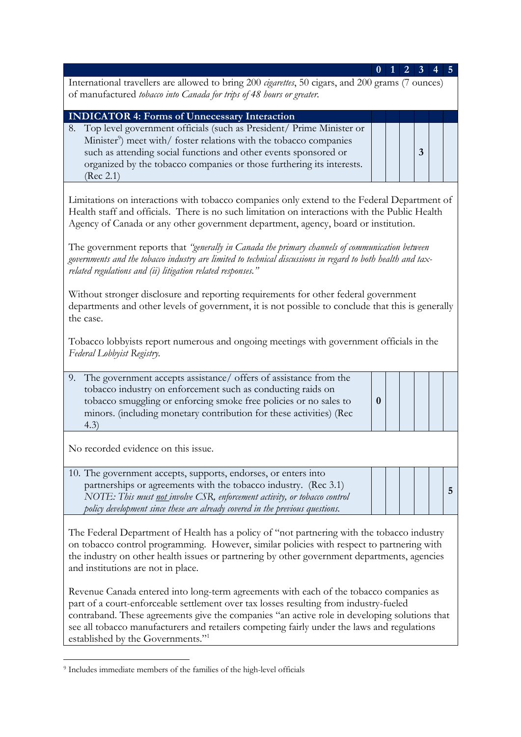| | 0 | 1 | 2 | 3 | 4 | 5 |
|---|---|---|---|---|---|---|
| International travellers are allowed to bring 200 *cigarettes*, 50 cigars, and 200 grams (7 ounces) of manufactured *tobacco into Canada for trips of 48 hours or greater.* | | | | | | |
| **INDICATOR 4: Forms of Unnecessary Interaction** | | | | | | |
| 8. Top level government officials (such as President/ Prime Minister or Minister[9]) meet with/ foster relations with the tobacco companies such as attending social functions and other events sponsored or organized by the tobacco companies or those furthering its interests. (Rec 2.1) | | | | **3** | | |

Limitations on interactions with tobacco companies only extend to the Federal Department of Health staff and officials. There is no such limitation on interactions with the Public Health Agency of Canada or any other government department, agency, board or institution.

The government reports that *"generally in Canada the primary channels of communication between governments and the tobacco industry are limited to technical discussions in regard to both health and tax-related regulations and (ii) litigation related responses."*

Without stronger disclosure and reporting requirements for other federal government departments and other levels of government, it is not possible to conclude that this is generally the case.

Tobacco lobbyists report numerous and ongoing meetings with government officials in the *Federal Lobbyist Registry.*

| | 0 | 1 | 2 | 3 | 4 | 5 |
|---|---|---|---|---|---|---|
| 9. The government accepts assistance/ offers of assistance from the tobacco industry on enforcement such as conducting raids on tobacco smuggling or enforcing smoke free policies or no sales to minors. (including monetary contribution for these activities) (Rec 4.3) | **0** | | | | | |

No recorded evidence on this issue.

| | 0 | 1 | 2 | 3 | 4 | 5 |
|---|---|---|---|---|---|---|
| 10. The government accepts, supports, endorses, or enters into partnerships or agreements with the tobacco industry. (Rec 3.1) *NOTE: This must not involve CSR, enforcement activity, or tobacco control policy development since these are already covered in the previous questions.* | | | | | | **5** |

The Federal Department of Health has a policy of "not partnering with the tobacco industry on tobacco control programming. However, similar policies with respect to partnering with the industry on other health issues or partnering by other government departments, agencies and institutions are not in place.

Revenue Canada entered into long-term agreements with each of the tobacco companies as part of a court-enforceable settlement over tax losses resulting from industry-fueled contraband. These agreements give the companies "an active role in developing solutions that see all tobacco manufacturers and retailers competing fairly under the laws and regulations established by the Governments."[1]

---

[9] Includes immediate members of the families of the high-level officials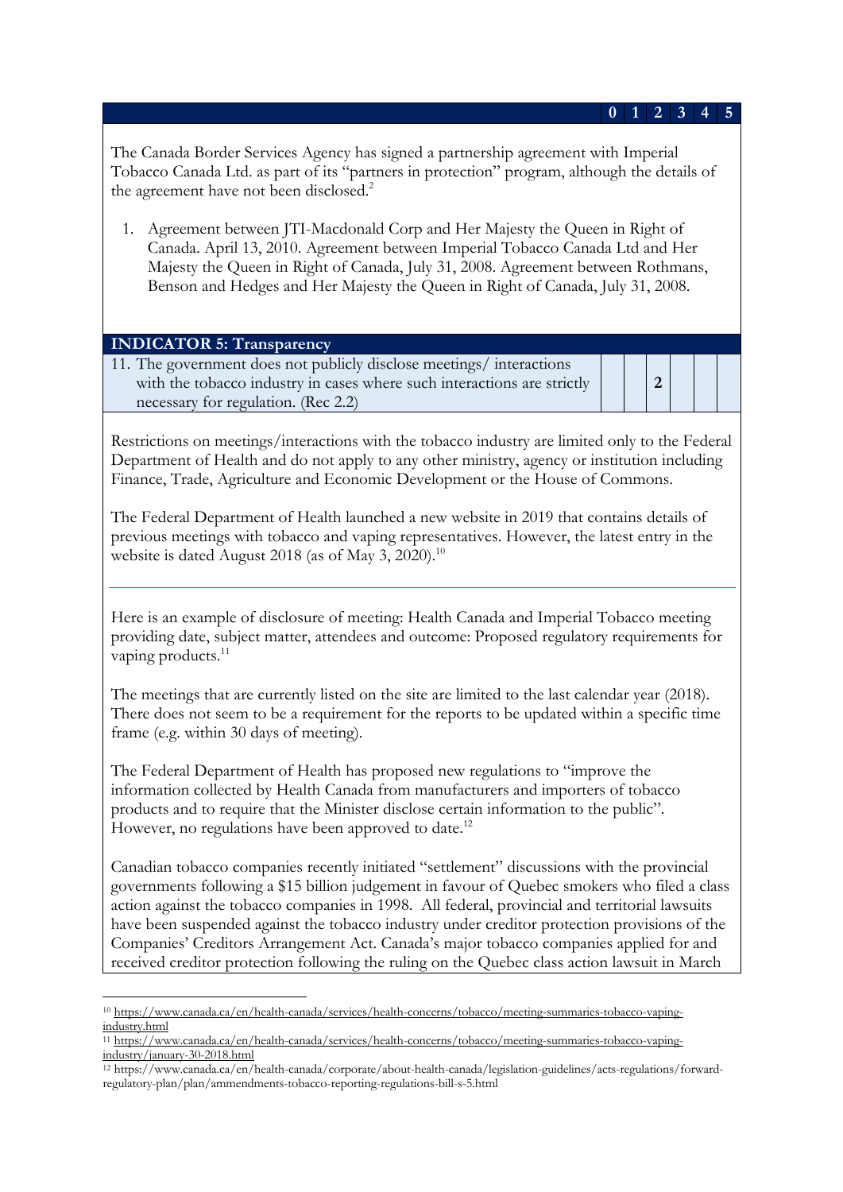| | 0 | 1 | 2 | 3 | 4 | 5 |
|---|---|---|---|---|---|---|

The Canada Border Services Agency has signed a partnership agreement with Imperial Tobacco Canada Ltd. as part of its "partners in protection" program, although the details of the agreement have not been disclosed.[2]

1. Agreement between JTI-Macdonald Corp and Her Majesty the Queen in Right of Canada. April 13, 2010. Agreement between Imperial Tobacco Canada Ltd and Her Majesty the Queen in Right of Canada, July 31, 2008. Agreement between Rothmans, Benson and Hedges and Her Majesty the Queen in Right of Canada, July 31, 2008.

| INDICATOR 5: Transparency | | | | | | |
|---|---|---|---|---|---|---|
| 11. The government does not publicly disclose meetings/ interactions with the tobacco industry in cases where such interactions are strictly necessary for regulation. (Rec 2.2) | | | 2 | | | |

Restrictions on meetings/interactions with the tobacco industry are limited only to the Federal Department of Health and do not apply to any other ministry, agency or institution including Finance, Trade, Agriculture and Economic Development or the House of Commons.

The Federal Department of Health launched a new website in 2019 that contains details of previous meetings with tobacco and vaping representatives. However, the latest entry in the website is dated August 2018 (as of May 3, 2020).[10]

---

Here is an example of disclosure of meeting: Health Canada and Imperial Tobacco meeting providing date, subject matter, attendees and outcome: Proposed regulatory requirements for vaping products.[11]

The meetings that are currently listed on the site are limited to the last calendar year (2018). There does not seem to be a requirement for the reports to be updated within a specific time frame (e.g. within 30 days of meeting).

The Federal Department of Health has proposed new regulations to "improve the information collected by Health Canada from manufacturers and importers of tobacco products and to require that the Minister disclose certain information to the public". However, no regulations have been approved to date.[12]

Canadian tobacco companies recently initiated "settlement" discussions with the provincial governments following a $15 billion judgement in favour of Quebec smokers who filed a class action against the tobacco companies in 1998. All federal, provincial and territorial lawsuits have been suspended against the tobacco industry under creditor protection provisions of the Companies' Creditors Arrangement Act. Canada's major tobacco companies applied for and received creditor protection following the ruling on the Quebec class action lawsuit in March

---

[10] https://www.canada.ca/en/health-canada/services/health-concerns/tobacco/meeting-summaries-tobacco-vaping-industry.html

[11] https://www.canada.ca/en/health-canada/services/health-concerns/tobacco/meeting-summaries-tobacco-vaping-industry/january-30-2018.html

[12] https://www.canada.ca/en/health-canada/corporate/about-health-canada/legislation-guidelines/acts-regulations/forward-regulatory-plan/plan/ammendments-tobacco-reporting-regulations-bill-s-5.html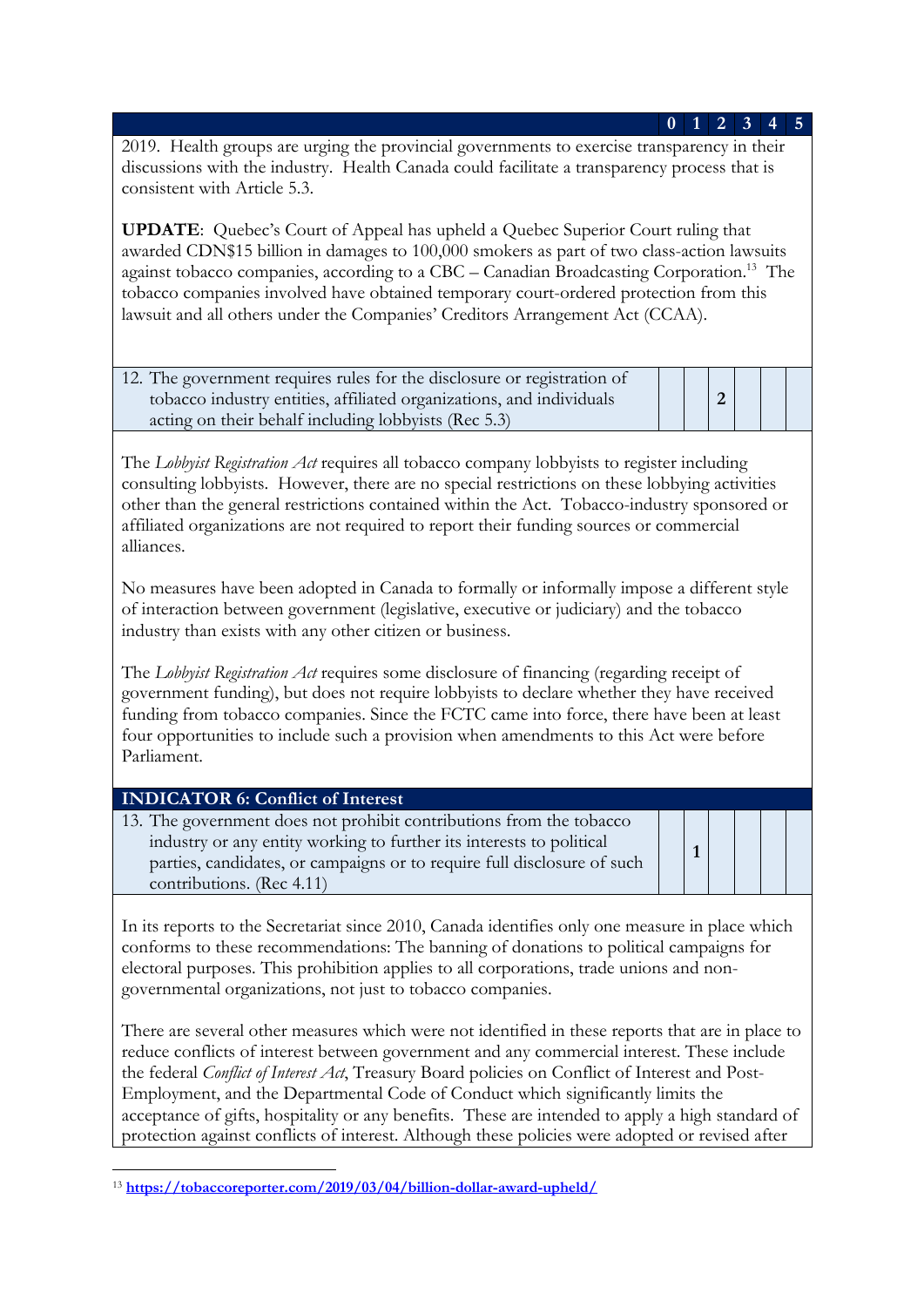| | 0 | 1 | 2 | 3 | 4 | 5 |
|---|---|---|---|---|---|---|

2019. Health groups are urging the provincial governments to exercise transparency in their discussions with the industry. Health Canada could facilitate a transparency process that is consistent with Article 5.3.

**UPDATE**: Quebec's Court of Appeal has upheld a Quebec Superior Court ruling that awarded CDN$15 billion in damages to 100,000 smokers as part of two class-action lawsuits against tobacco companies, according to a CBC – Canadian Broadcasting Corporation.[13] The tobacco companies involved have obtained temporary court-ordered protection from this lawsuit and all others under the Companies' Creditors Arrangement Act (CCAA).

| | 0 | 1 | 2 | 3 | 4 | 5 |
|---|---|---|---|---|---|---|
| 12. The government requires rules for the disclosure or registration of tobacco industry entities, affiliated organizations, and individuals acting on their behalf including lobbyists (Rec 5.3) | | | 2 | | | |

The *Lobbyist Registration Act* requires all tobacco company lobbyists to register including consulting lobbyists. However, there are no special restrictions on these lobbying activities other than the general restrictions contained within the Act. Tobacco-industry sponsored or affiliated organizations are not required to report their funding sources or commercial alliances.

No measures have been adopted in Canada to formally or informally impose a different style of interaction between government (legislative, executive or judiciary) and the tobacco industry than exists with any other citizen or business.

The *Lobbyist Registration Act* requires some disclosure of financing (regarding receipt of government funding), but does not require lobbyists to declare whether they have received funding from tobacco companies. Since the FCTC came into force, there have been at least four opportunities to include such a provision when amendments to this Act were before Parliament.

**INDICATOR 6: Conflict of Interest**

| | 0 | 1 | 2 | 3 | 4 | 5 |
|---|---|---|---|---|---|---|
| 13. The government does not prohibit contributions from the tobacco industry or any entity working to further its interests to political parties, candidates, or campaigns or to require full disclosure of such contributions. (Rec 4.11) | | 1 | | | | |

In its reports to the Secretariat since 2010, Canada identifies only one measure in place which conforms to these recommendations: The banning of donations to political campaigns for electoral purposes. This prohibition applies to all corporations, trade unions and non-governmental organizations, not just to tobacco companies.

There are several other measures which were not identified in these reports that are in place to reduce conflicts of interest between government and any commercial interest. These include the federal *Conflict of Interest Act*, Treasury Board policies on Conflict of Interest and Post-Employment, and the Departmental Code of Conduct which significantly limits the acceptance of gifts, hospitality or any benefits. These are intended to apply a high standard of protection against conflicts of interest. Although these policies were adopted or revised after

[13] https://tobaccoreporter.com/2019/03/04/billion-dollar-award-upheld/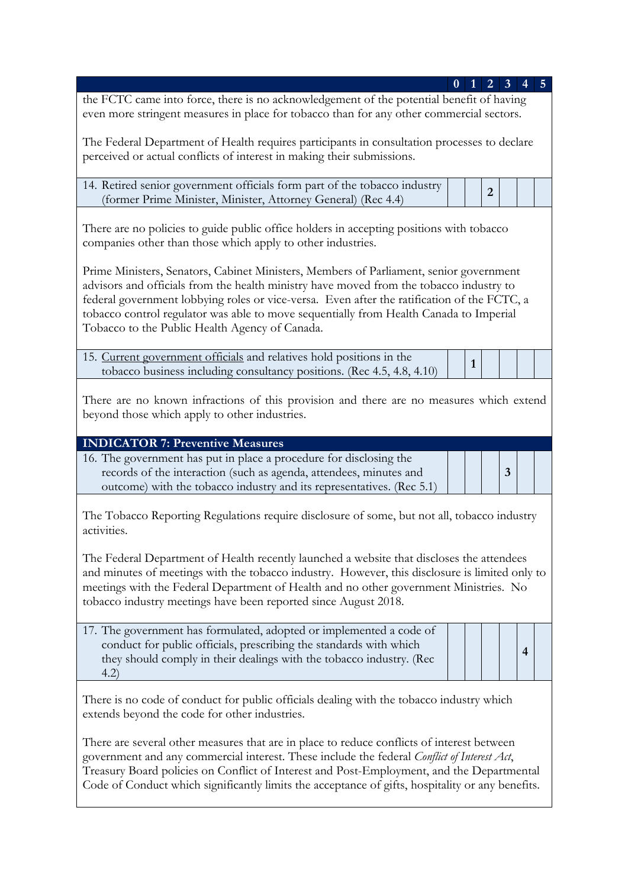| | 0 | 1 | 2 | 3 | 4 | 5 |
|---|---|---|---|---|---|---|

the FCTC came into force, there is no acknowledgement of the potential benefit of having even more stringent measures in place for tobacco than for any other commercial sectors.

The Federal Department of Health requires participants in consultation processes to declare perceived or actual conflicts of interest in making their submissions.

| | 0 | 1 | 2 | 3 | 4 | 5 |
|---|---|---|---|---|---|---|
| 14. Retired senior government officials form part of the tobacco industry (former Prime Minister, Minister, Attorney General) (Rec 4.4) | | | 2 | | | |

There are no policies to guide public office holders in accepting positions with tobacco companies other than those which apply to other industries.

Prime Ministers, Senators, Cabinet Ministers, Members of Parliament, senior government advisors and officials from the health ministry have moved from the tobacco industry to federal government lobbying roles or vice-versa. Even after the ratification of the FCTC, a tobacco control regulator was able to move sequentially from Health Canada to Imperial Tobacco to the Public Health Agency of Canada.

| | 0 | 1 | 2 | 3 | 4 | 5 |
|---|---|---|---|---|---|---|
| 15. Current government officials and relatives hold positions in the tobacco business including consultancy positions. (Rec 4.5, 4.8, 4.10) | | 1 | | | | |

There are no known infractions of this provision and there are no measures which extend beyond those which apply to other industries.

## INDICATOR 7: Preventive Measures

| | 0 | 1 | 2 | 3 | 4 | 5 |
|---|---|---|---|---|---|---|
| 16. The government has put in place a procedure for disclosing the records of the interaction (such as agenda, attendees, minutes and outcome) with the tobacco industry and its representatives. (Rec 5.1) | | | | 3 | | |

The Tobacco Reporting Regulations require disclosure of some, but not all, tobacco industry activities.

The Federal Department of Health recently launched a website that discloses the attendees and minutes of meetings with the tobacco industry. However, this disclosure is limited only to meetings with the Federal Department of Health and no other government Ministries. No tobacco industry meetings have been reported since August 2018.

| | 0 | 1 | 2 | 3 | 4 | 5 |
|---|---|---|---|---|---|---|
| 17. The government has formulated, adopted or implemented a code of conduct for public officials, prescribing the standards with which they should comply in their dealings with the tobacco industry. (Rec 4.2) | | | | | 4 | |

There is no code of conduct for public officials dealing with the tobacco industry which extends beyond the code for other industries.

There are several other measures that are in place to reduce conflicts of interest between government and any commercial interest. These include the federal *Conflict of Interest Act*, Treasury Board policies on Conflict of Interest and Post-Employment, and the Departmental Code of Conduct which significantly limits the acceptance of gifts, hospitality or any benefits.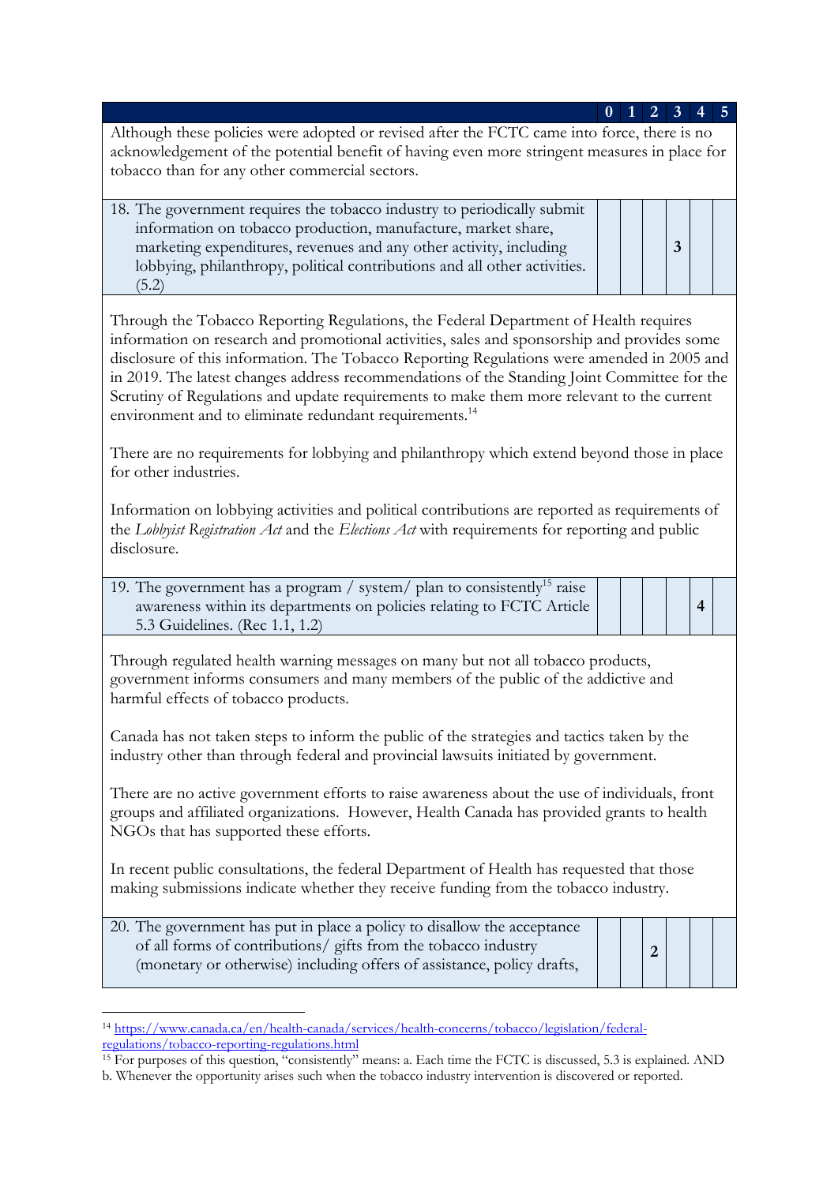| | 0 | 1 | 2 | 3 | 4 | 5 |
|---|---|---|---|---|---|---|

Although these policies were adopted or revised after the FCTC came into force, there is no acknowledgement of the potential benefit of having even more stringent measures in place for tobacco than for any other commercial sectors.

| | 0 | 1 | 2 | 3 | 4 | 5 |
|---|---|---|---|---|---|---|
| 18. The government requires the tobacco industry to periodically submit information on tobacco production, manufacture, market share, marketing expenditures, revenues and any other activity, including lobbying, philanthropy, political contributions and all other activities. (5.2) | | | | 3 | | |

Through the Tobacco Reporting Regulations, the Federal Department of Health requires information on research and promotional activities, sales and sponsorship and provides some disclosure of this information. The Tobacco Reporting Regulations were amended in 2005 and in 2019. The latest changes address recommendations of the Standing Joint Committee for the Scrutiny of Regulations and update requirements to make them more relevant to the current environment and to eliminate redundant requirements.[14]

There are no requirements for lobbying and philanthropy which extend beyond those in place for other industries.

Information on lobbying activities and political contributions are reported as requirements of the *Lobbyist Registration Act* and the *Elections Act* with requirements for reporting and public disclosure.

| | 0 | 1 | 2 | 3 | 4 | 5 |
|---|---|---|---|---|---|---|
| 19. The government has a program / system/ plan to consistently[15] raise awareness within its departments on policies relating to FCTC Article 5.3 Guidelines. (Rec 1.1, 1.2) | | | | | 4 | |

Through regulated health warning messages on many but not all tobacco products, government informs consumers and many members of the public of the addictive and harmful effects of tobacco products.

Canada has not taken steps to inform the public of the strategies and tactics taken by the industry other than through federal and provincial lawsuits initiated by government.

There are no active government efforts to raise awareness about the use of individuals, front groups and affiliated organizations. However, Health Canada has provided grants to health NGOs that has supported these efforts.

In recent public consultations, the federal Department of Health has requested that those making submissions indicate whether they receive funding from the tobacco industry.

| | 0 | 1 | 2 | 3 | 4 | 5 |
|---|---|---|---|---|---|---|
| 20. The government has put in place a policy to disallow the acceptance of all forms of contributions/ gifts from the tobacco industry (monetary or otherwise) including offers of assistance, policy drafts, | | | 2 | | | |

---

[14] https://www.canada.ca/en/health-canada/services/health-concerns/tobacco/legislation/federal-regulations/tobacco-reporting-regulations.html

[15] For purposes of this question, "consistently" means: a. Each time the FCTC is discussed, 5.3 is explained. AND b. Whenever the opportunity arises such when the tobacco industry intervention is discovered or reported.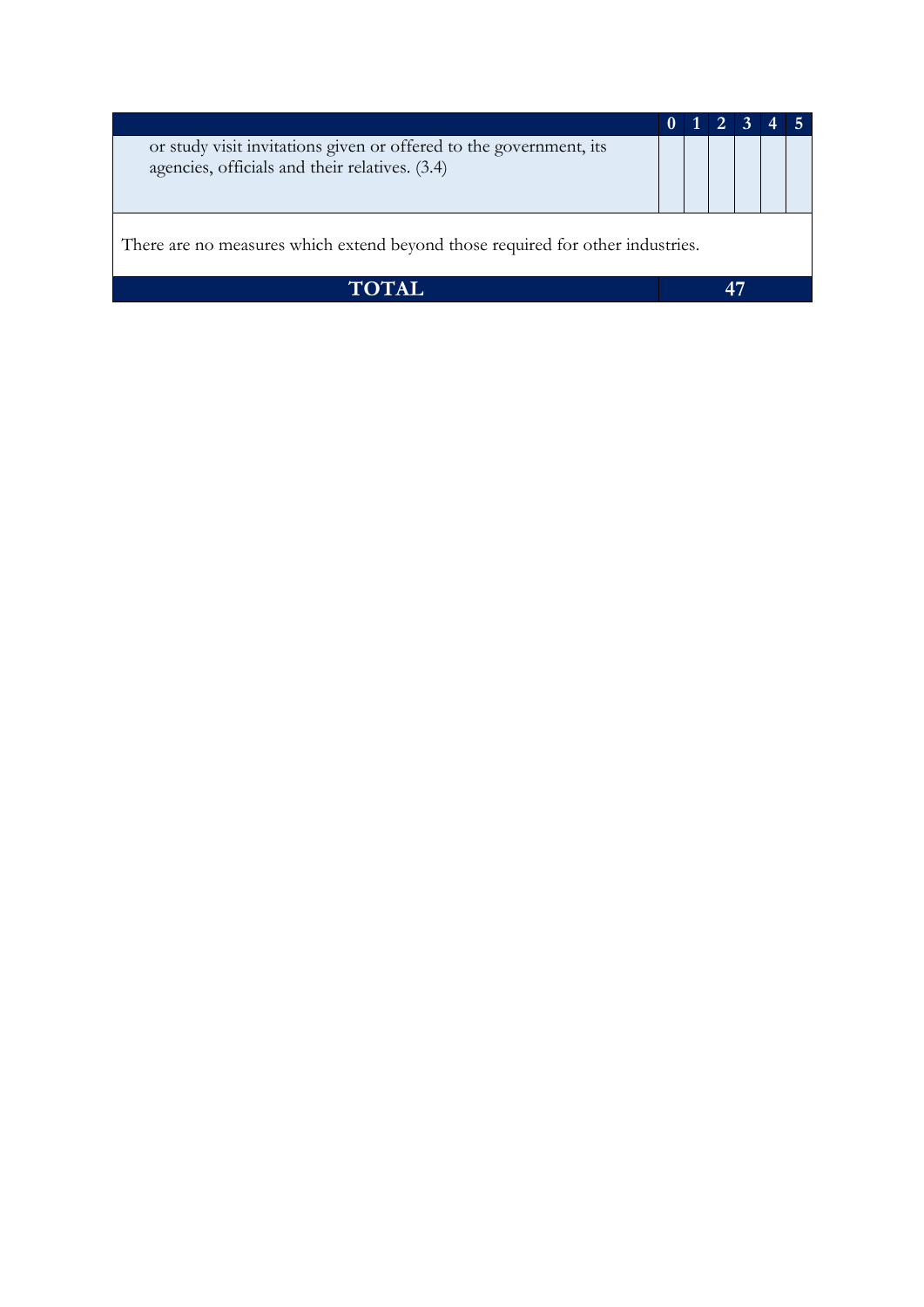| | 0 | 1 | 2 | 3 | 4 | 5 |
|---|---|---|---|---|---|---|
| or study visit invitations given or offered to the government, its agencies, officials and their relatives. (3.4) | | | | | | |
| There are no measures which extend beyond those required for other industries. | | | | | | |
| **TOTAL** | | | | **47** | | |